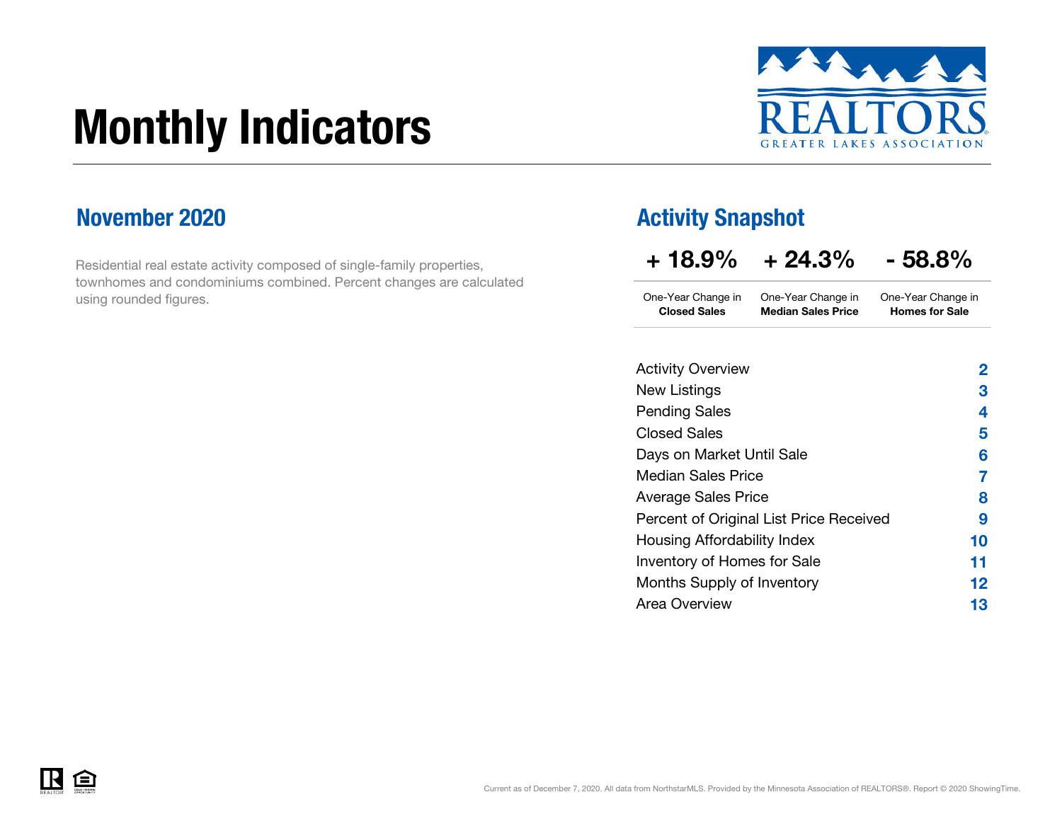# Monthly Indicators

REALTORS GREATER LAKES ASSOCIATION

## November 2020

Residential real estate activity composed of single-family properties, townhomes and condominiums combined. Percent changes are calculated using rounded figures.

## Activity Snapshot

| + 18.9% | + 24.3% | - 58.8% |
|---|---|---|
| One-Year Change in **Closed Sales** | One-Year Change in **Median Sales Price** | One-Year Change in **Homes for Sale** |

| | |
|---|---|
| Activity Overview | 2 |
| New Listings | 3 |
| Pending Sales | 4 |
| Closed Sales | 5 |
| Days on Market Until Sale | 6 |
| Median Sales Price | 7 |
| Average Sales Price | 8 |
| Percent of Original List Price Received | 9 |
| Housing Affordability Index | 10 |
| Inventory of Homes for Sale | 11 |
| Months Supply of Inventory | 12 |
| Area Overview | 13 |

Current as of December 7, 2020. All data from NorthstarMLS. Provided by the Minnesota Association of REALTORS®. Report © 2020 ShowingTime.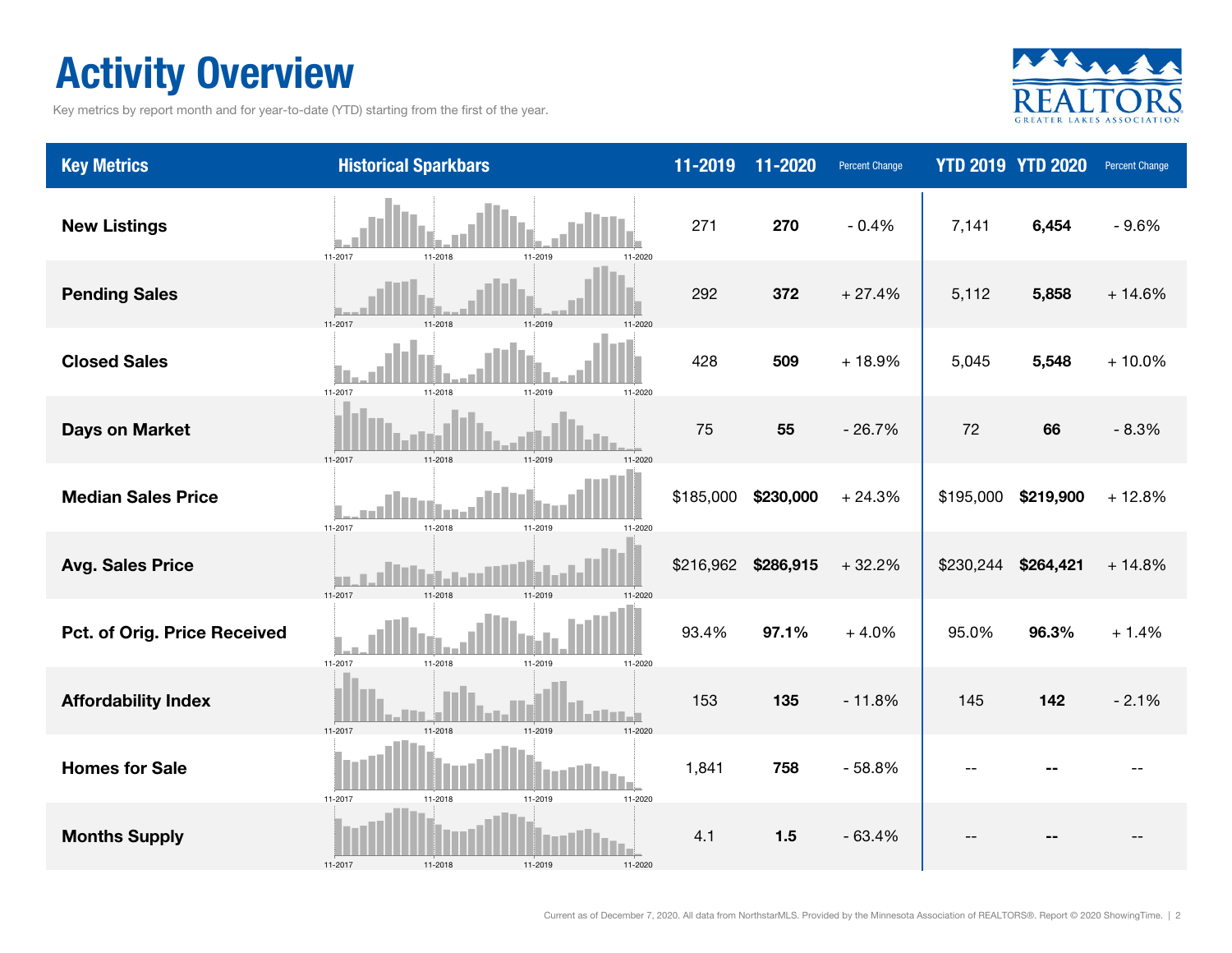# Activity Overview

Key metrics by report month and for year-to-date (YTD) starting from the first of the year.

| Key Metrics | Historical Sparkbars | 11-2019 | 11-2020 | Percent Change | YTD 2019 | YTD 2020 | Percent Change |
|---|---|---|---|---|---|---|---|
| **New Listings** | 11-2017 11-2018 11-2019 11-2020 | 271 | **270** | - 0.4% | 7,141 | **6,454** | - 9.6% |
| **Pending Sales** | 11-2017 11-2018 11-2019 11-2020 | 292 | **372** | + 27.4% | 5,112 | **5,858** | + 14.6% |
| **Closed Sales** | 11-2017 11-2018 11-2019 11-2020 | 428 | **509** | + 18.9% | 5,045 | **5,548** | + 10.0% |
| **Days on Market** | 11-2017 11-2018 11-2019 11-2020 | 75 | **55** | - 26.7% | 72 | **66** | - 8.3% |
| **Median Sales Price** | 11-2017 11-2018 11-2019 11-2020 | $185,000 | **$230,000** | + 24.3% | $195,000 | **$219,900** | + 12.8% |
| **Avg. Sales Price** | 11-2017 11-2018 11-2019 11-2020 | $216,962 | **$286,915** | + 32.2% | $230,244 | **$264,421** | + 14.8% |
| **Pct. of Orig. Price Received** | 11-2017 11-2018 11-2019 11-2020 | 93.4% | **97.1%** | + 4.0% | 95.0% | **96.3%** | + 1.4% |
| **Affordability Index** | 11-2017 11-2018 11-2019 11-2020 | 153 | **135** | - 11.8% | 145 | **142** | - 2.1% |
| **Homes for Sale** | 11-2017 11-2018 11-2019 11-2020 | 1,841 | **758** | - 58.8% | -- | **--** | -- |
| **Months Supply** | 11-2017 11-2018 11-2019 11-2020 | 4.1 | **1.5** | - 63.4% | -- | **--** | -- |

Current as of December 7, 2020. All data from NorthstarMLS. Provided by the Minnesota Association of REALTORS®. Report © 2020 ShowingTime.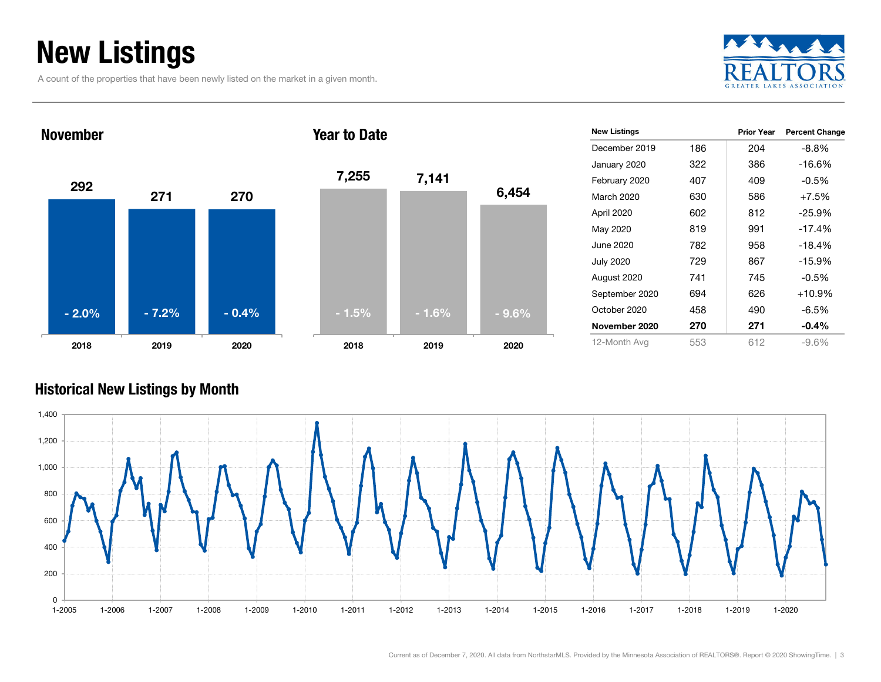# New Listings

A count of the properties that have been newly listed on the market in a given month.

### November

| | 2018 | 2019 | 2020 |
|---|---|---|---|
| New Listings | 292 | 271 | 270 |
| Percent Change | - 2.0% | - 7.2% | - 0.4% |

### Year to Date

| | 2018 | 2019 | 2020 |
|---|---|---|---|
| New Listings | 7,255 | 7,141 | 6,454 |
| Percent Change | - 1.5% | - 1.6% | - 9.6% |

| New Listings | | Prior Year | Percent Change |
|---|---|---|---|
| December 2019 | 186 | 204 | -8.8% |
| January 2020 | 322 | 386 | -16.6% |
| February 2020 | 407 | 409 | -0.5% |
| March 2020 | 630 | 586 | +7.5% |
| April 2020 | 602 | 812 | -25.9% |
| May 2020 | 819 | 991 | -17.4% |
| June 2020 | 782 | 958 | -18.4% |
| July 2020 | 729 | 867 | -15.9% |
| August 2020 | 741 | 745 | -0.5% |
| September 2020 | 694 | 626 | +10.9% |
| October 2020 | 458 | 490 | -6.5% |
| **November 2020** | **270** | **271** | **-0.4%** |
| 12-Month Avg | 553 | 612 | -9.6% |

### Historical New Listings by Month

Current as of December 7, 2020. All data from NorthstarMLS. Provided by the Minnesota Association of REALTORS®. Report © 2020 ShowingTime.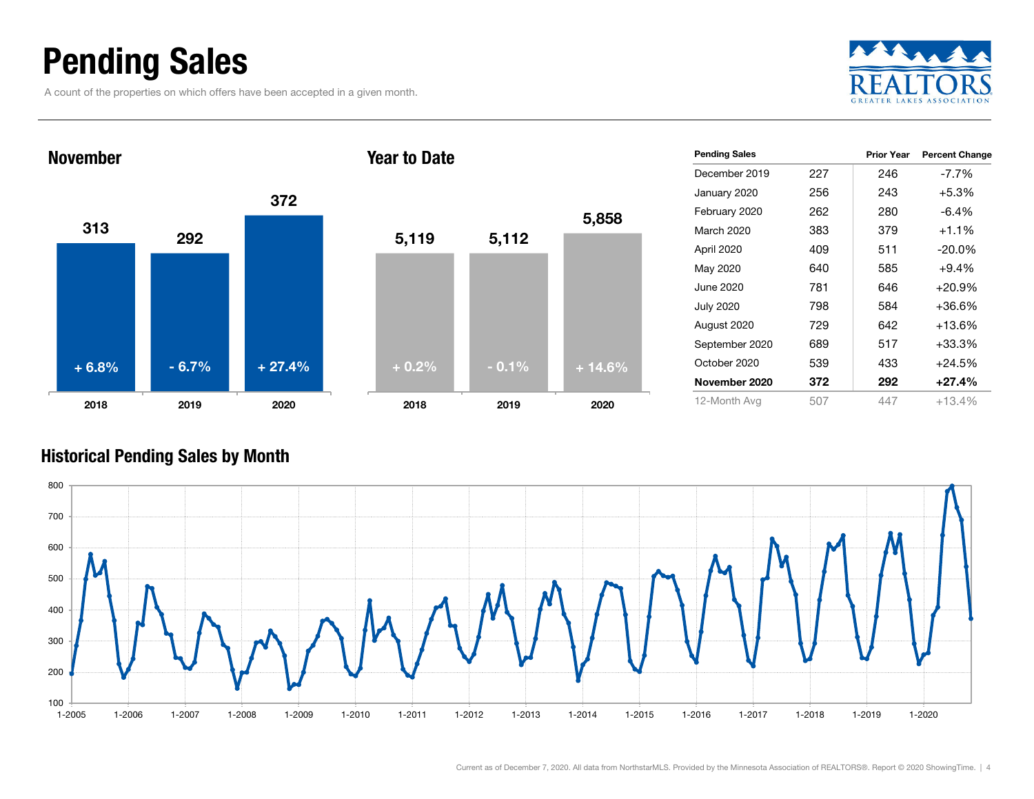# Pending Sales

A count of the properties on which offers have been accepted in a given month.

## November

| | 2018 | 2019 | 2020 |
|---|---|---|---|
| Pending Sales | 313 | 292 | 372 |
| Change | + 6.8% | - 6.7% | + 27.4% |

## Year to Date

| | 2018 | 2019 | 2020 |
|---|---|---|---|
| Pending Sales | 5,119 | 5,112 | 5,858 |
| Change | + 0.2% | - 0.1% | + 14.6% |

| Pending Sales | | Prior Year | Percent Change |
|---|---|---|---|
| December 2019 | 227 | 246 | -7.7% |
| January 2020 | 256 | 243 | +5.3% |
| February 2020 | 262 | 280 | -6.4% |
| March 2020 | 383 | 379 | +1.1% |
| April 2020 | 409 | 511 | -20.0% |
| May 2020 | 640 | 585 | +9.4% |
| June 2020 | 781 | 646 | +20.9% |
| July 2020 | 798 | 584 | +36.6% |
| August 2020 | 729 | 642 | +13.6% |
| September 2020 | 689 | 517 | +33.3% |
| October 2020 | 539 | 433 | +24.5% |
| **November 2020** | **372** | **292** | **+27.4%** |
| 12-Month Avg | 507 | 447 | +13.4% |

## Historical Pending Sales by Month

Current as of December 7, 2020. All data from NorthstarMLS. Provided by the Minnesota Association of REALTORS®. Report © 2020 ShowingTime.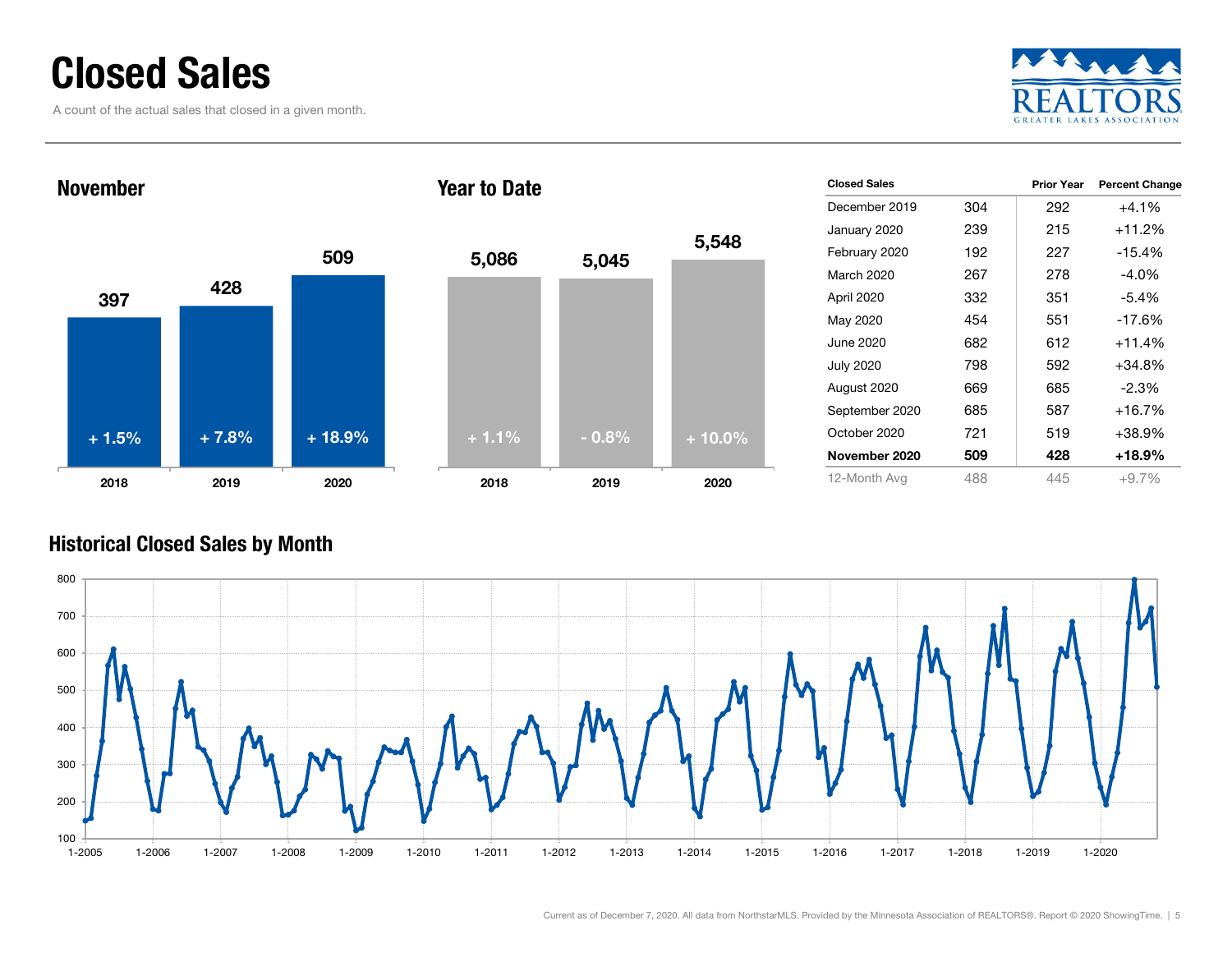# Closed Sales

A count of the actual sales that closed in a given month.

## November

| Year | Closed Sales | Change |
|---|---|---|
| 2018 | 397 | + 1.5% |
| 2019 | 428 | + 7.8% |
| 2020 | 509 | + 18.9% |

## Year to Date

| Year | Closed Sales | Change |
|---|---|---|
| 2018 | 5,086 | + 1.1% |
| 2019 | 5,045 | - 0.8% |
| 2020 | 5,548 | + 10.0% |

| Closed Sales | | Prior Year | Percent Change |
|---|---|---|---|
| December 2019 | 304 | 292 | +4.1% |
| January 2020 | 239 | 215 | +11.2% |
| February 2020 | 192 | 227 | -15.4% |
| March 2020 | 267 | 278 | -4.0% |
| April 2020 | 332 | 351 | -5.4% |
| May 2020 | 454 | 551 | -17.6% |
| June 2020 | 682 | 612 | +11.4% |
| July 2020 | 798 | 592 | +34.8% |
| August 2020 | 669 | 685 | -2.3% |
| September 2020 | 685 | 587 | +16.7% |
| October 2020 | 721 | 519 | +38.9% |
| **November 2020** | **509** | **428** | **+18.9%** |
| 12-Month Avg | 488 | 445 | +9.7% |

## Historical Closed Sales by Month

Current as of December 7, 2020. All data from NorthstarMLS. Provided by the Minnesota Association of REALTORS®. Report © 2020 ShowingTime.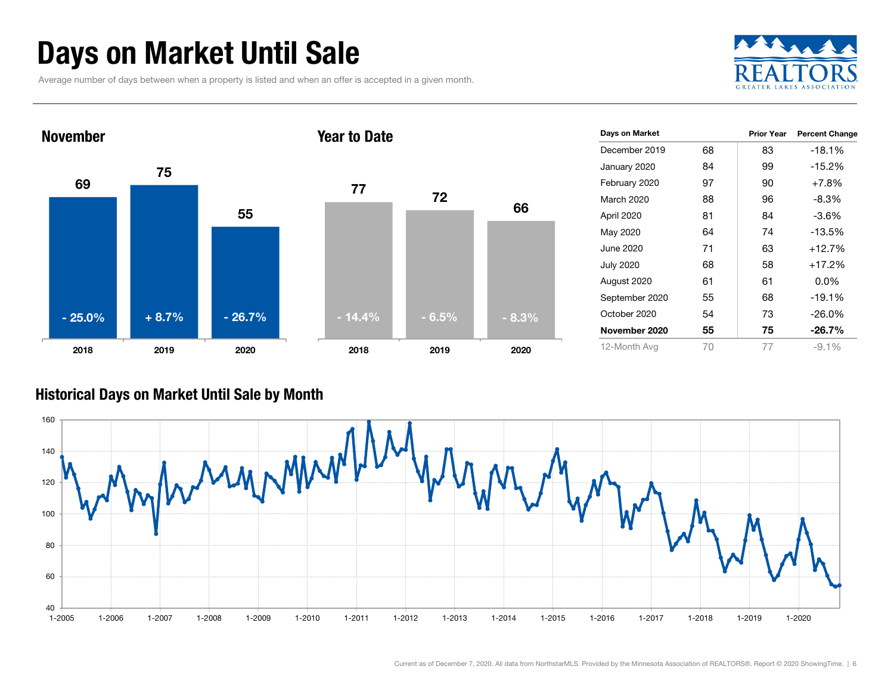# Days on Market Until Sale

Average number of days between when a property is listed and when an offer is accepted in a given month.

## November

| | 2018 | 2019 | 2020 |
|---|---|---|---|
| Days | 69 | 75 | 55 |
| Change | - 25.0% | + 8.7% | - 26.7% |

## Year to Date

| | 2018 | 2019 | 2020 |
|---|---|---|---|
| Days | 77 | 72 | 66 |
| Change | - 14.4% | - 6.5% | - 8.3% |

| Days on Market | | Prior Year | Percent Change |
|---|---|---|---|
| December 2019 | 68 | 83 | -18.1% |
| January 2020 | 84 | 99 | -15.2% |
| February 2020 | 97 | 90 | +7.8% |
| March 2020 | 88 | 96 | -8.3% |
| April 2020 | 81 | 84 | -3.6% |
| May 2020 | 64 | 74 | -13.5% |
| June 2020 | 71 | 63 | +12.7% |
| July 2020 | 68 | 58 | +17.2% |
| August 2020 | 61 | 61 | 0.0% |
| September 2020 | 55 | 68 | -19.1% |
| October 2020 | 54 | 73 | -26.0% |
| **November 2020** | **55** | **75** | **-26.7%** |
| 12-Month Avg | 70 | 77 | -9.1% |

## Historical Days on Market Until Sale by Month

Current as of December 7, 2020. All data from NorthstarMLS. Provided by the Minnesota Association of REALTORS®. Report © 2020 ShowingTime.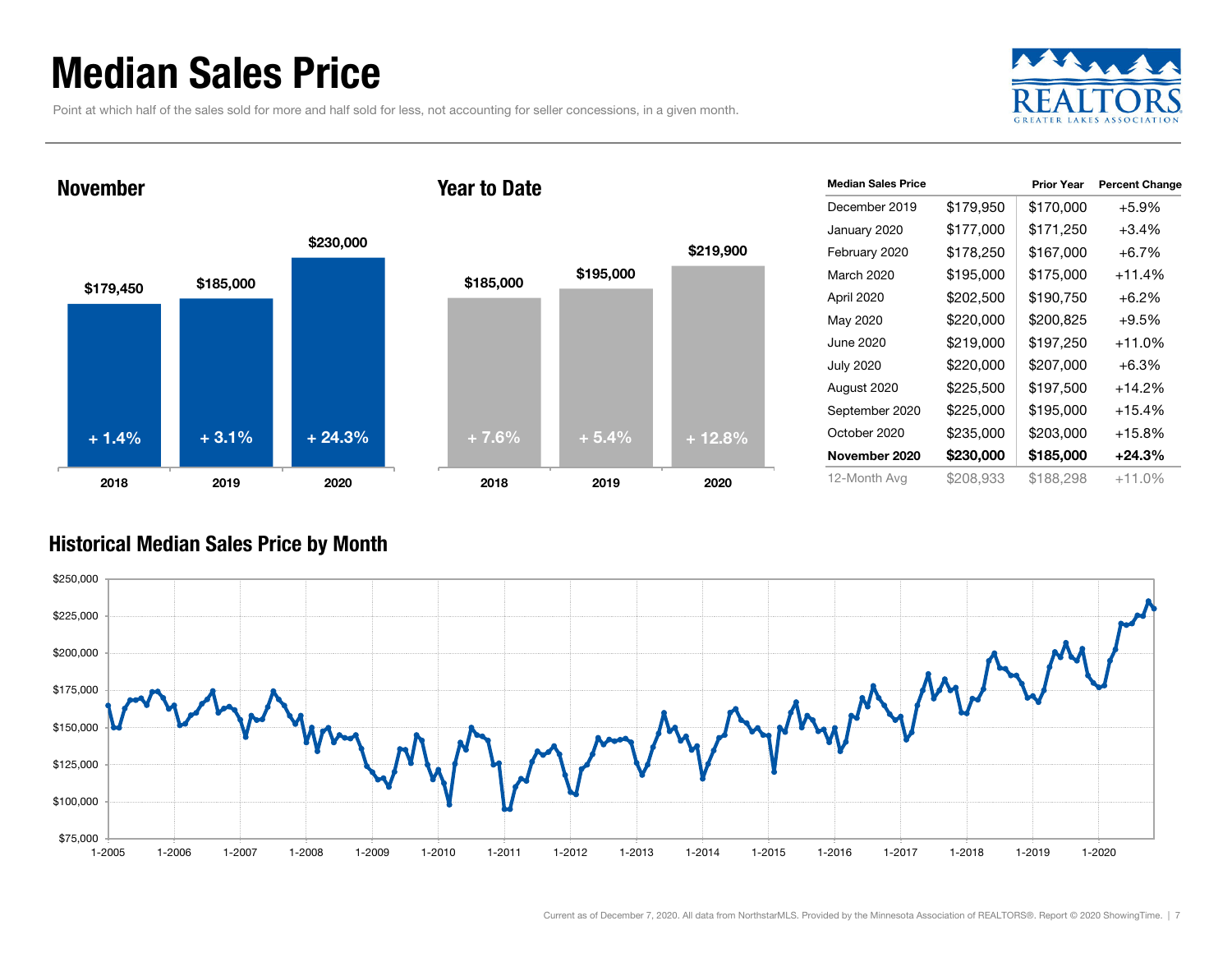# Median Sales Price

Point at which half of the sales sold for more and half sold for less, not accounting for seller concessions, in a given month.

## November

| | 2018 | 2019 | 2020 |
|---|---|---|---|
| Median Sales Price | $179,450 | $185,000 | $230,000 |
| Change | + 1.4% | + 3.1% | + 24.3% |

## Year to Date

| | 2018 | 2019 | 2020 |
|---|---|---|---|
| Median Sales Price | $185,000 | $195,000 | $219,900 |
| Change | + 7.6% | + 5.4% | + 12.8% |

| Median Sales Price | | Prior Year | Percent Change |
|---|---|---|---|
| December 2019 | $179,950 | $170,000 | +5.9% |
| January 2020 | $177,000 | $171,250 | +3.4% |
| February 2020 | $178,250 | $167,000 | +6.7% |
| March 2020 | $195,000 | $175,000 | +11.4% |
| April 2020 | $202,500 | $190,750 | +6.2% |
| May 2020 | $220,000 | $200,825 | +9.5% |
| June 2020 | $219,000 | $197,250 | +11.0% |
| July 2020 | $220,000 | $207,000 | +6.3% |
| August 2020 | $225,500 | $197,500 | +14.2% |
| September 2020 | $225,000 | $195,000 | +15.4% |
| October 2020 | $235,000 | $203,000 | +15.8% |
| **November 2020** | **$230,000** | **$185,000** | **+24.3%** |
| 12-Month Avg | $208,933 | $188,298 | +11.0% |

## Historical Median Sales Price by Month

Current as of December 7, 2020. All data from NorthstarMLS. Provided by the Minnesota Association of REALTORS®. Report © 2020 ShowingTime.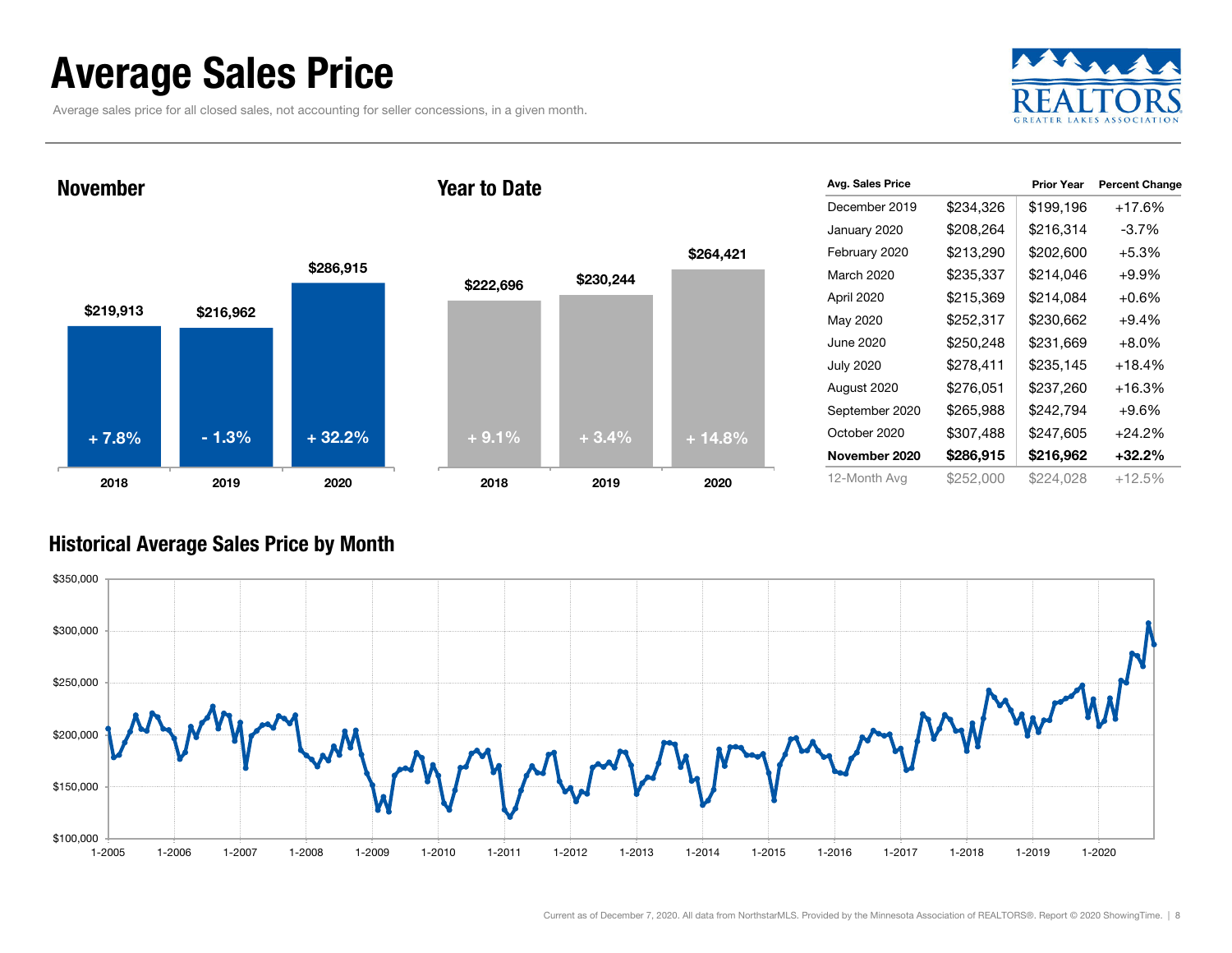# Average Sales Price

Average sales price for all closed sales, not accounting for seller concessions, in a given month.

## November

| Year | Avg. Sales Price | Change |
|---|---|---|
| 2018 | $219,913 | + 7.8% |
| 2019 | $216,962 | - 1.3% |
| 2020 | $286,915 | + 32.2% |

## Year to Date

| Year | Avg. Sales Price | Change |
|---|---|---|
| 2018 | $222,696 | + 9.1% |
| 2019 | $230,244 | + 3.4% |
| 2020 | $264,421 | + 14.8% |

| Avg. Sales Price | | Prior Year | Percent Change |
|---|---|---|---|
| December 2019 | $234,326 | $199,196 | +17.6% |
| January 2020 | $208,264 | $216,314 | -3.7% |
| February 2020 | $213,290 | $202,600 | +5.3% |
| March 2020 | $235,337 | $214,046 | +9.9% |
| April 2020 | $215,369 | $214,084 | +0.6% |
| May 2020 | $252,317 | $230,662 | +9.4% |
| June 2020 | $250,248 | $231,669 | +8.0% |
| July 2020 | $278,411 | $235,145 | +18.4% |
| August 2020 | $276,051 | $237,260 | +16.3% |
| September 2020 | $265,988 | $242,794 | +9.6% |
| October 2020 | $307,488 | $247,605 | +24.2% |
| **November 2020** | **$286,915** | **$216,962** | **+32.2%** |
| 12-Month Avg | $252,000 | $224,028 | +12.5% |

## Historical Average Sales Price by Month

Current as of December 7, 2020. All data from NorthstarMLS. Provided by the Minnesota Association of REALTORS®. Report © 2020 ShowingTime.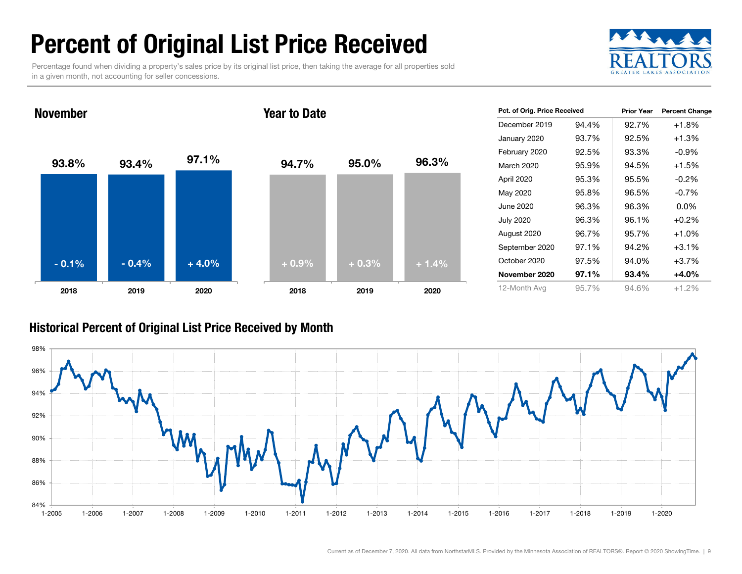# Percent of Original List Price Received

Percentage found when dividing a property's sales price by its original list price, then taking the average for all properties sold in a given month, not accounting for seller concessions.

## November

| | 2018 | 2019 | 2020 |
|---|---|---|---|
| Pct. of Orig. Price Received | 93.8% | 93.4% | 97.1% |
| Change | - 0.1% | - 0.4% | + 4.0% |

## Year to Date

| | 2018 | 2019 | 2020 |
|---|---|---|---|
| Pct. of Orig. Price Received | 94.7% | 95.0% | 96.3% |
| Change | + 0.9% | + 0.3% | + 1.4% |

| Pct. of Orig. Price Received | | Prior Year | Percent Change |
|---|---|---|---|
| December 2019 | 94.4% | 92.7% | +1.8% |
| January 2020 | 93.7% | 92.5% | +1.3% |
| February 2020 | 92.5% | 93.3% | -0.9% |
| March 2020 | 95.9% | 94.5% | +1.5% |
| April 2020 | 95.3% | 95.5% | -0.2% |
| May 2020 | 95.8% | 96.5% | -0.7% |
| June 2020 | 96.3% | 96.3% | 0.0% |
| July 2020 | 96.3% | 96.1% | +0.2% |
| August 2020 | 96.7% | 95.7% | +1.0% |
| September 2020 | 97.1% | 94.2% | +3.1% |
| October 2020 | 97.5% | 94.0% | +3.7% |
| **November 2020** | **97.1%** | **93.4%** | **+4.0%** |
| 12-Month Avg | 95.7% | 94.6% | +1.2% |

## Historical Percent of Original List Price Received by Month

Current as of December 7, 2020. All data from NorthstarMLS. Provided by the Minnesota Association of REALTORS®. Report © 2020 ShowingTime.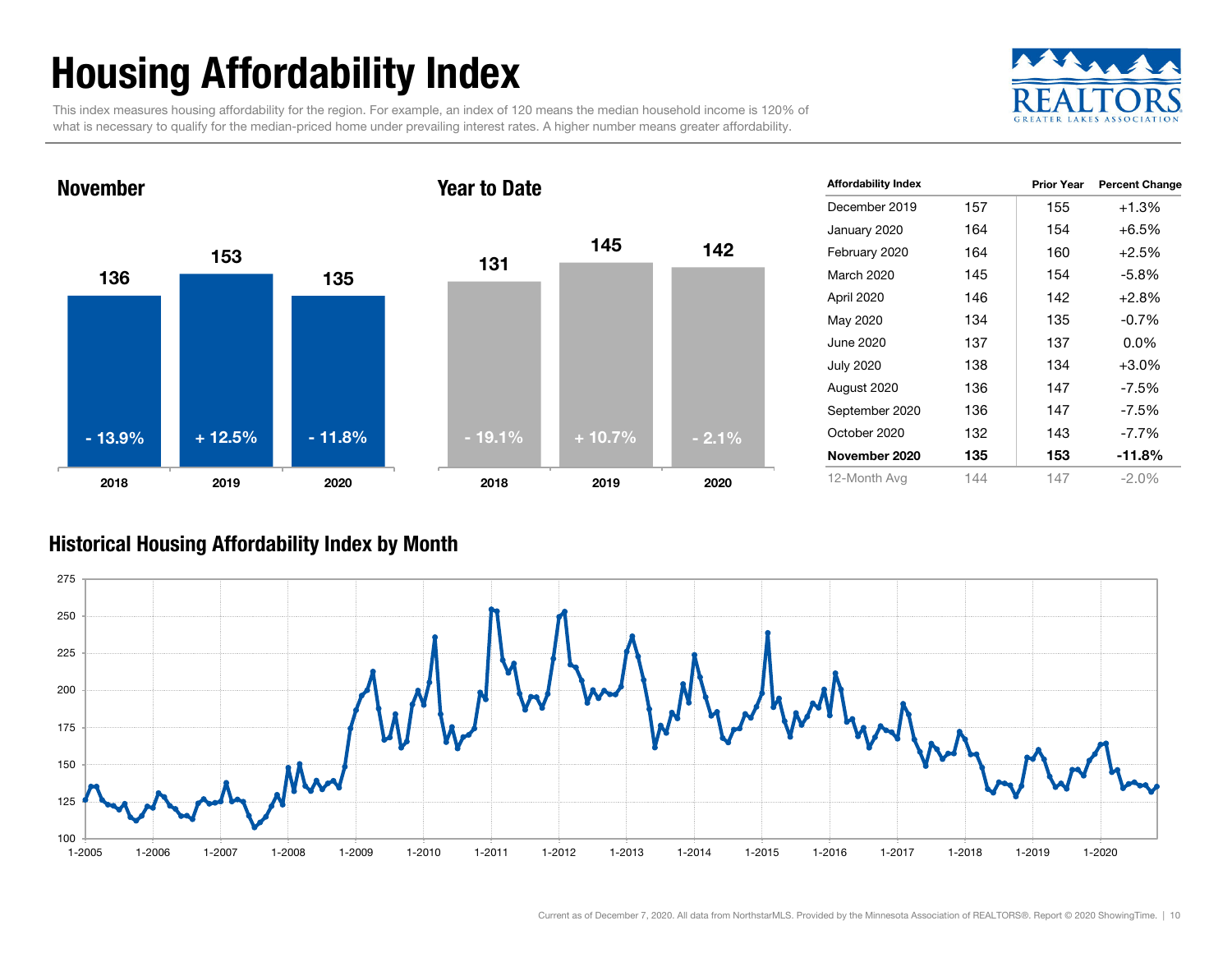# Housing Affordability Index

This index measures housing affordability for the region. For example, an index of 120 means the median household income is 120% of what is necessary to qualify for the median-priced home under prevailing interest rates. A higher number means greater affordability.

REALTORS GREATER LAKES ASSOCIATION

## November

| 2018 | 2019 | 2020 |
|---|---|---|
| 136 | 153 | 135 |
| - 13.9% | + 12.5% | - 11.8% |

## Year to Date

| 2018 | 2019 | 2020 |
|---|---|---|
| 131 | 145 | 142 |
| - 19.1% | + 10.7% | - 2.1% |

| Affordability Index | | Prior Year | Percent Change |
|---|---|---|---|
| December 2019 | 157 | 155 | +1.3% |
| January 2020 | 164 | 154 | +6.5% |
| February 2020 | 164 | 160 | +2.5% |
| March 2020 | 145 | 154 | -5.8% |
| April 2020 | 146 | 142 | +2.8% |
| May 2020 | 134 | 135 | -0.7% |
| June 2020 | 137 | 137 | 0.0% |
| July 2020 | 138 | 134 | +3.0% |
| August 2020 | 136 | 147 | -7.5% |
| September 2020 | 136 | 147 | -7.5% |
| October 2020 | 132 | 143 | -7.7% |
| **November 2020** | **135** | **153** | **-11.8%** |
| 12-Month Avg | 144 | 147 | -2.0% |

## Historical Housing Affordability Index by Month

Current as of December 7, 2020. All data from NorthstarMLS. Provided by the Minnesota Association of REALTORS®. Report © 2020 ShowingTime.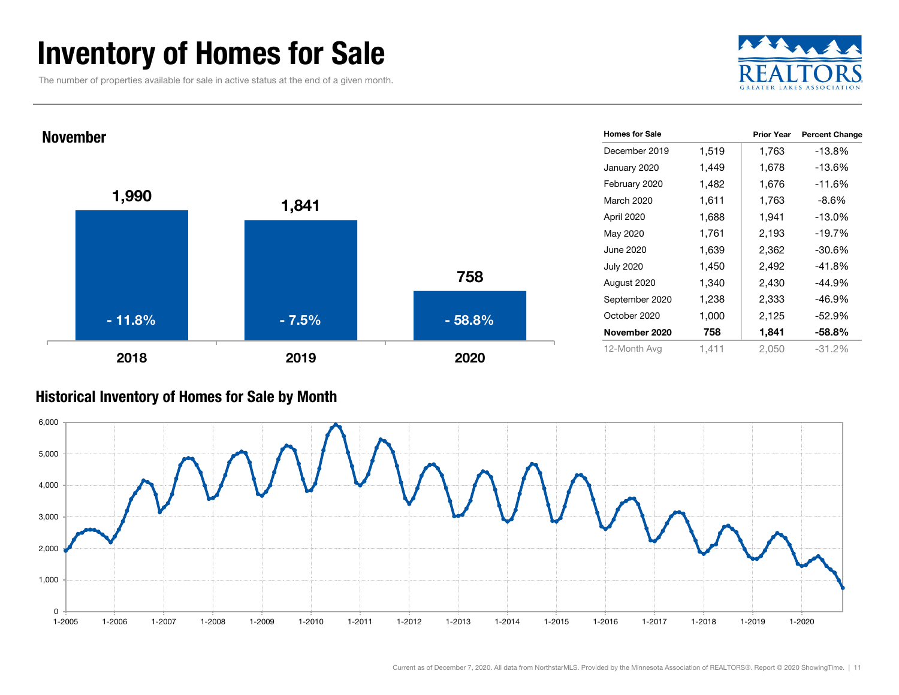# Inventory of Homes for Sale

The number of properties available for sale in active status at the end of a given month.

## November

| | 2018 | 2019 | 2020 |
|---|---|---|---|
| Homes for Sale | 1,990 | 1,841 | 758 |
| Percent Change | - 11.8% | - 7.5% | - 58.8% |

| Homes for Sale | | Prior Year | Percent Change |
|---|---|---|---|
| December 2019 | 1,519 | 1,763 | -13.8% |
| January 2020 | 1,449 | 1,678 | -13.6% |
| February 2020 | 1,482 | 1,676 | -11.6% |
| March 2020 | 1,611 | 1,763 | -8.6% |
| April 2020 | 1,688 | 1,941 | -13.0% |
| May 2020 | 1,761 | 2,193 | -19.7% |
| June 2020 | 1,639 | 2,362 | -30.6% |
| July 2020 | 1,450 | 2,492 | -41.8% |
| August 2020 | 1,340 | 2,430 | -44.9% |
| September 2020 | 1,238 | 2,333 | -46.9% |
| October 2020 | 1,000 | 2,125 | -52.9% |
| **November 2020** | **758** | **1,841** | **-58.8%** |
| 12-Month Avg | 1,411 | 2,050 | -31.2% |

## Historical Inventory of Homes for Sale by Month

Current as of December 7, 2020. All data from NorthstarMLS. Provided by the Minnesota Association of REALTORS®. Report © 2020 ShowingTime.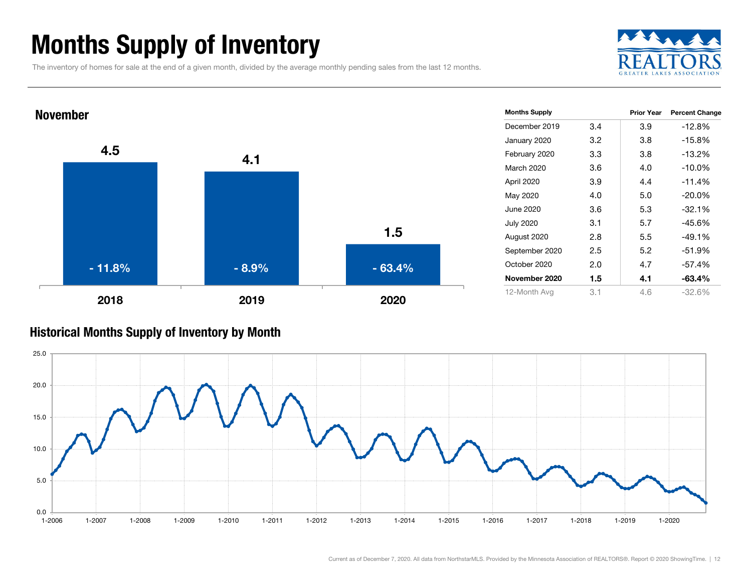# Months Supply of Inventory

The inventory of homes for sale at the end of a given month, divided by the average monthly pending sales from the last 12 months.

## November

| Year | Months Supply | Percent Change |
|---|---|---|
| 2018 | 4.5 | - 11.8% |
| 2019 | 4.1 | - 8.9% |
| 2020 | 1.5 | - 63.4% |

| Months Supply | | Prior Year | Percent Change |
|---|---|---|---|
| December 2019 | 3.4 | 3.9 | -12.8% |
| January 2020 | 3.2 | 3.8 | -15.8% |
| February 2020 | 3.3 | 3.8 | -13.2% |
| March 2020 | 3.6 | 4.0 | -10.0% |
| April 2020 | 3.9 | 4.4 | -11.4% |
| May 2020 | 4.0 | 5.0 | -20.0% |
| June 2020 | 3.6 | 5.3 | -32.1% |
| July 2020 | 3.1 | 5.7 | -45.6% |
| August 2020 | 2.8 | 5.5 | -49.1% |
| September 2020 | 2.5 | 5.2 | -51.9% |
| October 2020 | 2.0 | 4.7 | -57.4% |
| **November 2020** | **1.5** | **4.1** | **-63.4%** |
| 12-Month Avg | 3.1 | 4.6 | -32.6% |

## Historical Months Supply of Inventory by Month

Current as of December 7, 2020. All data from NorthstarMLS. Provided by the Minnesota Association of REALTORS®. Report © 2020 ShowingTime.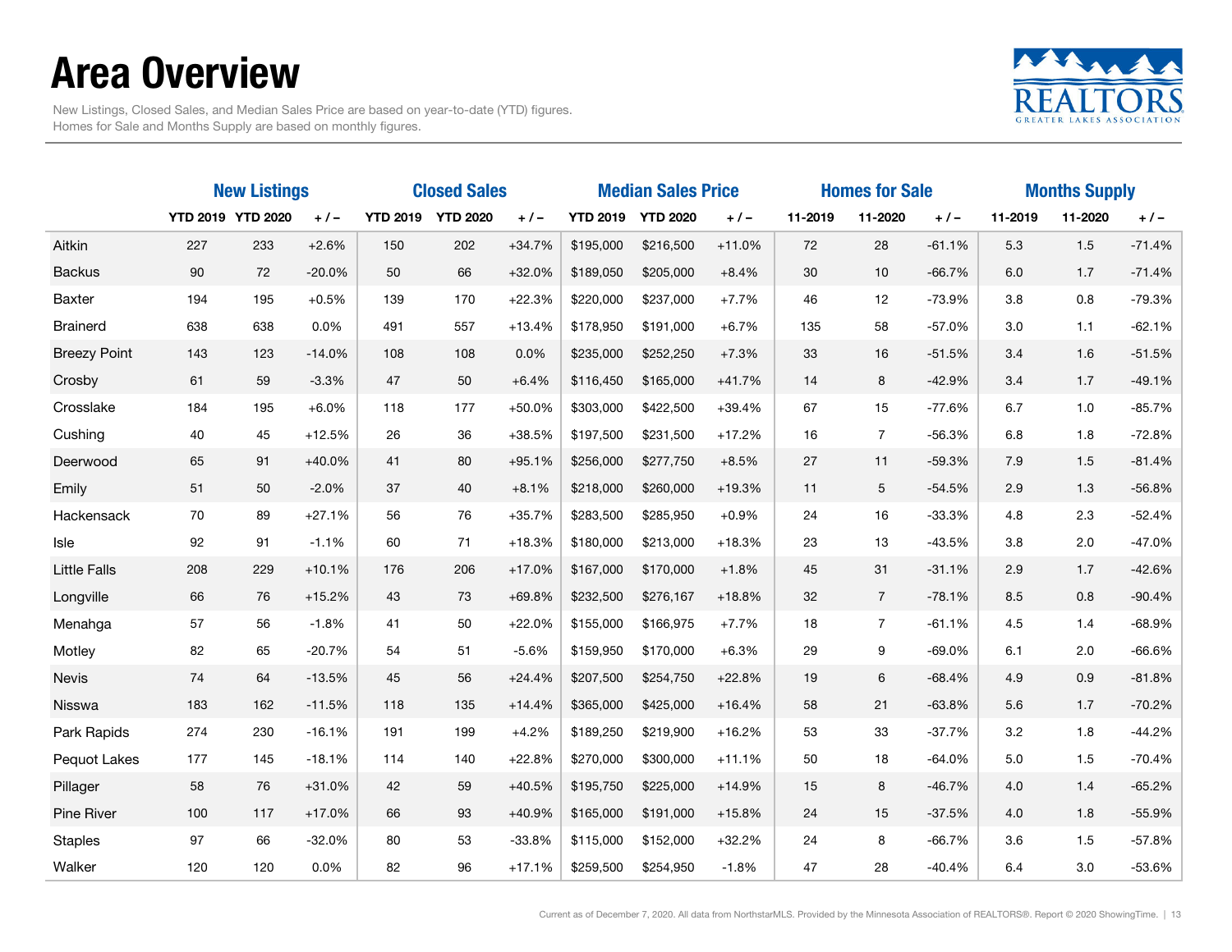# Area Overview

New Listings, Closed Sales, and Median Sales Price are based on year-to-date (YTD) figures.
Homes for Sale and Months Supply are based on monthly figures.

| | New Listings | | | Closed Sales | | | Median Sales Price | | | Homes for Sale | | | Months Supply | | |
|---|---|---|---|---|---|---|---|---|---|---|---|---|---|---|---|
| | YTD 2019 | YTD 2020 | + / – | YTD 2019 | YTD 2020 | + / – | YTD 2019 | YTD 2020 | + / – | 11-2019 | 11-2020 | + / – | 11-2019 | 11-2020 | + / – |
| Aitkin | 227 | 233 | +2.6% | 150 | 202 | +34.7% | $195,000 | $216,500 | +11.0% | 72 | 28 | -61.1% | 5.3 | 1.5 | -71.4% |
| Backus | 90 | 72 | -20.0% | 50 | 66 | +32.0% | $189,050 | $205,000 | +8.4% | 30 | 10 | -66.7% | 6.0 | 1.7 | -71.4% |
| Baxter | 194 | 195 | +0.5% | 139 | 170 | +22.3% | $220,000 | $237,000 | +7.7% | 46 | 12 | -73.9% | 3.8 | 0.8 | -79.3% |
| Brainerd | 638 | 638 | 0.0% | 491 | 557 | +13.4% | $178,950 | $191,000 | +6.7% | 135 | 58 | -57.0% | 3.0 | 1.1 | -62.1% |
| Breezy Point | 143 | 123 | -14.0% | 108 | 108 | 0.0% | $235,000 | $252,250 | +7.3% | 33 | 16 | -51.5% | 3.4 | 1.6 | -51.5% |
| Crosby | 61 | 59 | -3.3% | 47 | 50 | +6.4% | $116,450 | $165,000 | +41.7% | 14 | 8 | -42.9% | 3.4 | 1.7 | -49.1% |
| Crosslake | 184 | 195 | +6.0% | 118 | 177 | +50.0% | $303,000 | $422,500 | +39.4% | 67 | 15 | -77.6% | 6.7 | 1.0 | -85.7% |
| Cushing | 40 | 45 | +12.5% | 26 | 36 | +38.5% | $197,500 | $231,500 | +17.2% | 16 | 7 | -56.3% | 6.8 | 1.8 | -72.8% |
| Deerwood | 65 | 91 | +40.0% | 41 | 80 | +95.1% | $256,000 | $277,750 | +8.5% | 27 | 11 | -59.3% | 7.9 | 1.5 | -81.4% |
| Emily | 51 | 50 | -2.0% | 37 | 40 | +8.1% | $218,000 | $260,000 | +19.3% | 11 | 5 | -54.5% | 2.9 | 1.3 | -56.8% |
| Hackensack | 70 | 89 | +27.1% | 56 | 76 | +35.7% | $283,500 | $285,950 | +0.9% | 24 | 16 | -33.3% | 4.8 | 2.3 | -52.4% |
| Isle | 92 | 91 | -1.1% | 60 | 71 | +18.3% | $180,000 | $213,000 | +18.3% | 23 | 13 | -43.5% | 3.8 | 2.0 | -47.0% |
| Little Falls | 208 | 229 | +10.1% | 176 | 206 | +17.0% | $167,000 | $170,000 | +1.8% | 45 | 31 | -31.1% | 2.9 | 1.7 | -42.6% |
| Longville | 66 | 76 | +15.2% | 43 | 73 | +69.8% | $232,500 | $276,167 | +18.8% | 32 | 7 | -78.1% | 8.5 | 0.8 | -90.4% |
| Menahga | 57 | 56 | -1.8% | 41 | 50 | +22.0% | $155,000 | $166,975 | +7.7% | 18 | 7 | -61.1% | 4.5 | 1.4 | -68.9% |
| Motley | 82 | 65 | -20.7% | 54 | 51 | -5.6% | $159,950 | $170,000 | +6.3% | 29 | 9 | -69.0% | 6.1 | 2.0 | -66.6% |
| Nevis | 74 | 64 | -13.5% | 45 | 56 | +24.4% | $207,500 | $254,750 | +22.8% | 19 | 6 | -68.4% | 4.9 | 0.9 | -81.8% |
| Nisswa | 183 | 162 | -11.5% | 118 | 135 | +14.4% | $365,000 | $425,000 | +16.4% | 58 | 21 | -63.8% | 5.6 | 1.7 | -70.2% |
| Park Rapids | 274 | 230 | -16.1% | 191 | 199 | +4.2% | $189,250 | $219,900 | +16.2% | 53 | 33 | -37.7% | 3.2 | 1.8 | -44.2% |
| Pequot Lakes | 177 | 145 | -18.1% | 114 | 140 | +22.8% | $270,000 | $300,000 | +11.1% | 50 | 18 | -64.0% | 5.0 | 1.5 | -70.4% |
| Pillager | 58 | 76 | +31.0% | 42 | 59 | +40.5% | $195,750 | $225,000 | +14.9% | 15 | 8 | -46.7% | 4.0 | 1.4 | -65.2% |
| Pine River | 100 | 117 | +17.0% | 66 | 93 | +40.9% | $165,000 | $191,000 | +15.8% | 24 | 15 | -37.5% | 4.0 | 1.8 | -55.9% |
| Staples | 97 | 66 | -32.0% | 80 | 53 | -33.8% | $115,000 | $152,000 | +32.2% | 24 | 8 | -66.7% | 3.6 | 1.5 | -57.8% |
| Walker | 120 | 120 | 0.0% | 82 | 96 | +17.1% | $259,500 | $254,950 | -1.8% | 47 | 28 | -40.4% | 6.4 | 3.0 | -53.6% |

Current as of December 7, 2020. All data from NorthstarMLS. Provided by the Minnesota Association of REALTORS®. Report © 2020 ShowingTime.